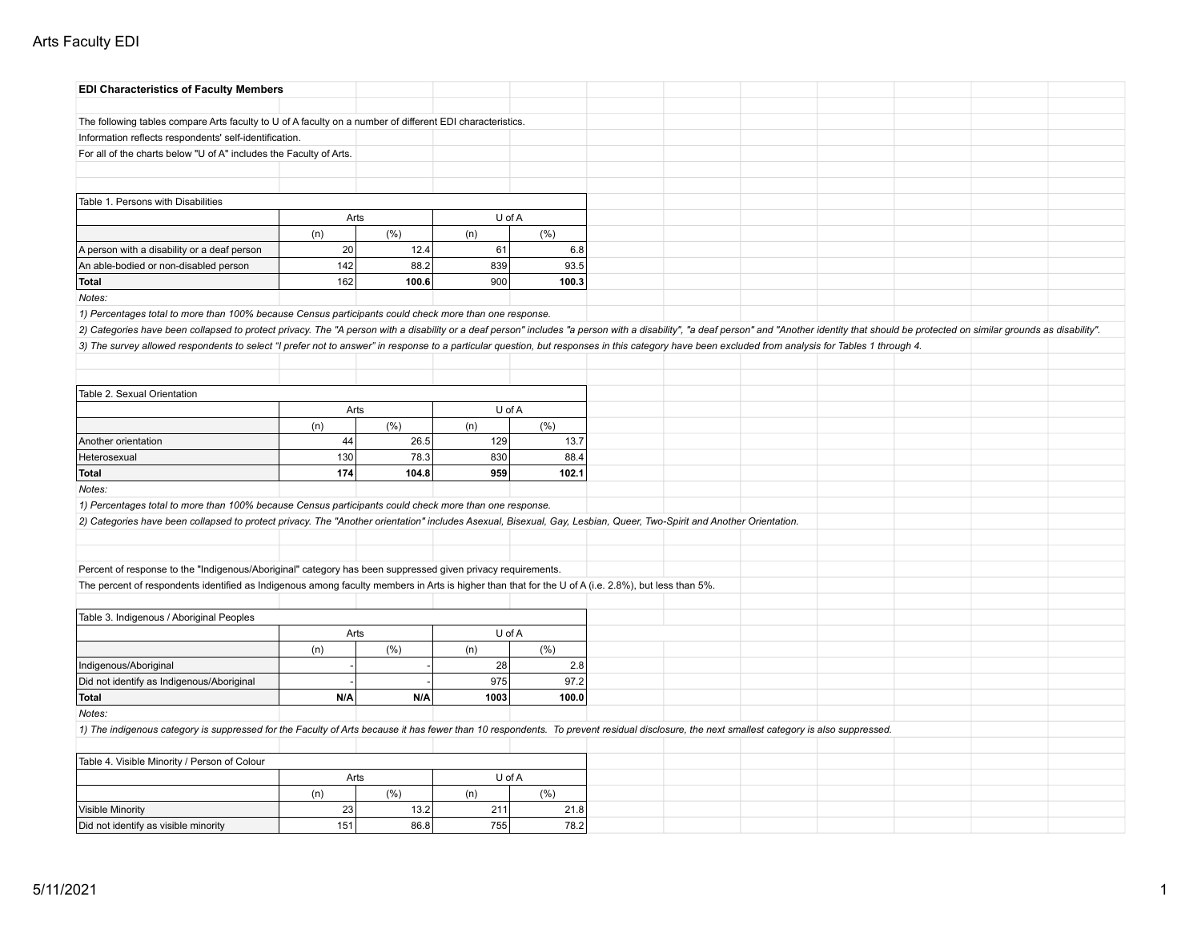# Arts Faculty EDI

**EDI Characteristics of Faculty Members**

The following tables compare Arts faculty to U of A faculty on a number of different EDI characteristics.

Information reflects respondents' self-identification.

For all of the charts below "U of A" includes the Faculty of Arts.

Table 1. Persons with Disabilities

| | Arts | | U of A | |
|---|---|---|---|---|
| | (n) | (%) | (n) | (%) |
| A person with a disability or a deaf person | 20 | 12.4 | 61 | 6.8 |
| An able-bodied or non-disabled person | 142 | 88.2 | 839 | 93.5 |
| **Total** | 162 | **100.6** | 900 | **100.3** |

*Notes:*

*1) Percentages total to more than 100% because Census participants could check more than one response.*

*2) Categories have been collapsed to protect privacy. The "A person with a disability or a deaf person" includes "a person with a disability", "a deaf person" and "Another identity that should be protected on similar grounds as disability".*

*3) The survey allowed respondents to select "I prefer not to answer" in response to a particular question, but responses in this category have been excluded from analysis for Tables 1 through 4.*

Table 2. Sexual Orientation

| | Arts | | U of A | |
|---|---|---|---|---|
| | (n) | (%) | (n) | (%) |
| Another orientation | 44 | 26.5 | 129 | 13.7 |
| Heterosexual | 130 | 78.3 | 830 | 88.4 |
| **Total** | **174** | **104.8** | **959** | **102.1** |

*Notes:*

*1) Percentages total to more than 100% because Census participants could check more than one response.*

*2) Categories have been collapsed to protect privacy. The "Another orientation" includes Asexual, Bisexual, Gay, Lesbian, Queer, Two-Spirit and Another Orientation.*

Percent of response to the "Indigenous/Aboriginal" category has been suppressed given privacy requirements.

The percent of respondents identified as Indigenous among faculty members in Arts is higher than that for the U of A (i.e. 2.8%), but less than 5%.

Table 3. Indigenous / Aboriginal Peoples

| | Arts | | U of A | |
|---|---|---|---|---|
| | (n) | (%) | (n) | (%) |
| Indigenous/Aboriginal | - | - | 28 | 2.8 |
| Did not identify as Indigenous/Aboriginal | - | - | 975 | 97.2 |
| **Total** | **N/A** | **N/A** | **1003** | **100.0** |

*Notes:*

*1) The indigenous category is suppressed for the Faculty of Arts because it has fewer than 10 respondents. To prevent residual disclosure, the next smallest category is also suppressed.*

Table 4. Visible Minority / Person of Colour

| | Arts | | U of A | |
|---|---|---|---|---|
| | (n) | (%) | (n) | (%) |
| Visible Minority | 23 | 13.2 | 211 | 21.8 |
| Did not identify as visible minority | 151 | 86.8 | 755 | 78.2 |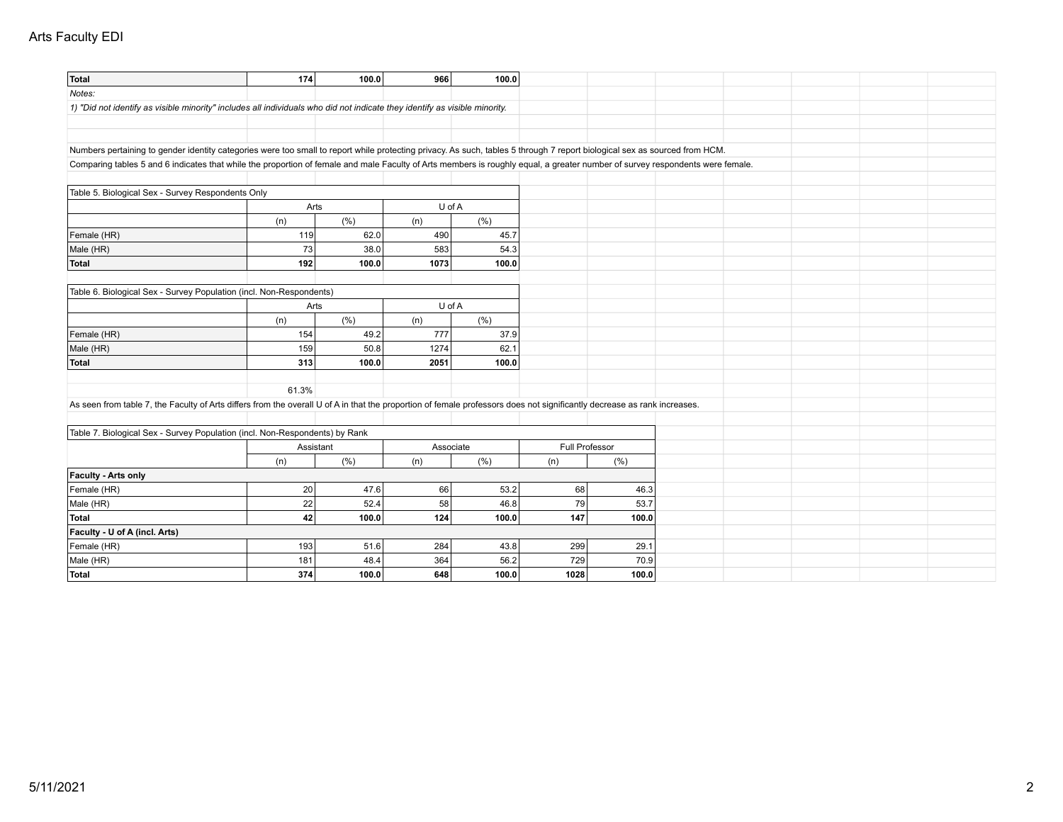| Total | 174 | 100.0 | 966 | 100.0 |
|---|---|---|---|---|

*Notes:*

*1) "Did not identify as visible minority" includes all individuals who did not indicate they identify as visible minority.*

Numbers pertaining to gender identity categories were too small to report while protecting privacy. As such, tables 5 through 7 report biological sex as sourced from HCM.

Comparing tables 5 and 6 indicates that while the proportion of female and male Faculty of Arts members is roughly equal, a greater number of survey respondents were female.

Table 5. Biological Sex - Survey Respondents Only

| | Arts | | U of A | |
|---|---|---|---|---|
| | (n) | (%) | (n) | (%) |
| Female (HR) | 119 | 62.0 | 490 | 45.7 |
| Male (HR) | 73 | 38.0 | 583 | 54.3 |
| **Total** | **192** | **100.0** | **1073** | **100.0** |

Table 6. Biological Sex - Survey Population (incl. Non-Respondents)

| | Arts | | U of A | |
|---|---|---|---|---|
| | (n) | (%) | (n) | (%) |
| Female (HR) | 154 | 49.2 | 777 | 37.9 |
| Male (HR) | 159 | 50.8 | 1274 | 62.1 |
| **Total** | **313** | **100.0** | **2051** | **100.0** |

61.3%

As seen from table 7, the Faculty of Arts differs from the overall U of A in that the proportion of female professors does not significantly decrease as rank increases.

Table 7. Biological Sex - Survey Population (incl. Non-Respondents) by Rank

| | Assistant | | Associate | | Full Professor | |
|---|---|---|---|---|---|---|
| | (n) | (%) | (n) | (%) | (n) | (%) |
| **Faculty - Arts only** | | | | | | |
| Female (HR) | 20 | 47.6 | 66 | 53.2 | 68 | 46.3 |
| Male (HR) | 22 | 52.4 | 58 | 46.8 | 79 | 53.7 |
| **Total** | **42** | **100.0** | **124** | **100.0** | **147** | **100.0** |
| **Faculty - U of A (incl. Arts)** | | | | | | |
| Female (HR) | 193 | 51.6 | 284 | 43.8 | 299 | 29.1 |
| Male (HR) | 181 | 48.4 | 364 | 56.2 | 729 | 70.9 |
| **Total** | **374** | **100.0** | **648** | **100.0** | **1028** | **100.0** |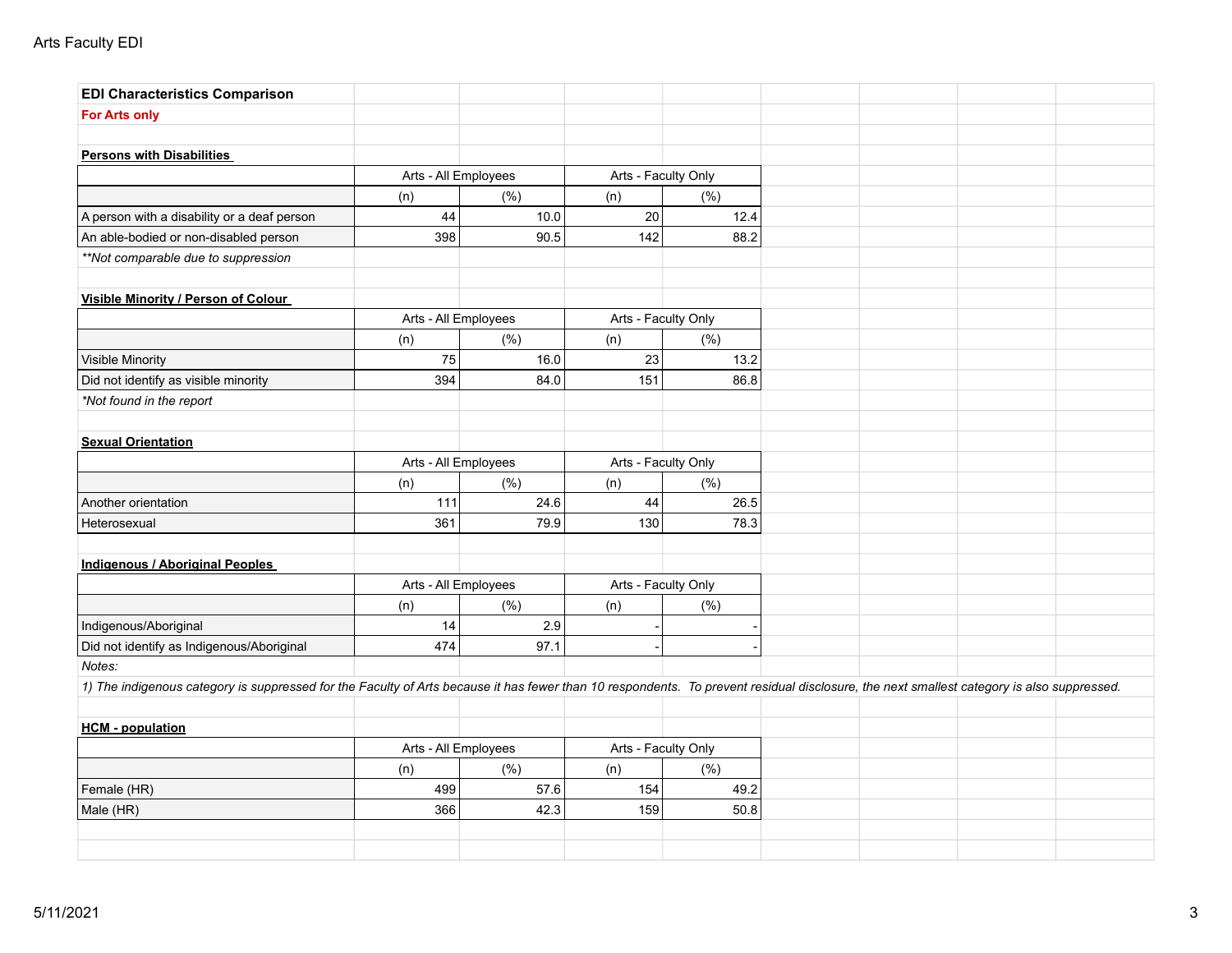Arts Faculty EDI

**EDI Characteristics Comparison**

**For Arts only**

**Persons with Disabilities**

| | Arts - All Employees | | Arts - Faculty Only | |
|---|---|---|---|---|
| | (n) | (%) | (n) | (%) |
| A person with a disability or a deaf person | 44 | 10.0 | 20 | 12.4 |
| An able-bodied or non-disabled person | 398 | 90.5 | 142 | 88.2 |

*\*\*Not comparable due to suppression*

**Visible Minority / Person of Colour**

| | Arts - All Employees | | Arts - Faculty Only | |
|---|---|---|---|---|
| | (n) | (%) | (n) | (%) |
| Visible Minority | 75 | 16.0 | 23 | 13.2 |
| Did not identify as visible minority | 394 | 84.0 | 151 | 86.8 |

*\*Not found in the report*

**Sexual Orientation**

| | Arts - All Employees | | Arts - Faculty Only | |
|---|---|---|---|---|
| | (n) | (%) | (n) | (%) |
| Another orientation | 111 | 24.6 | 44 | 26.5 |
| Heterosexual | 361 | 79.9 | 130 | 78.3 |

**Indigenous / Aboriginal Peoples**

| | Arts - All Employees | | Arts - Faculty Only | |
|---|---|---|---|---|
| | (n) | (%) | (n) | (%) |
| Indigenous/Aboriginal | 14 | 2.9 | - | - |
| Did not identify as Indigenous/Aboriginal | 474 | 97.1 | - | - |

*Notes:*

*1) The indigenous category is suppressed for the Faculty of Arts because it has fewer than 10 respondents. To prevent residual disclosure, the next smallest category is also suppressed.*

**HCM - population**

| | Arts - All Employees | | Arts - Faculty Only | |
|---|---|---|---|---|
| | (n) | (%) | (n) | (%) |
| Female (HR) | 499 | 57.6 | 154 | 49.2 |
| Male (HR) | 366 | 42.3 | 159 | 50.8 |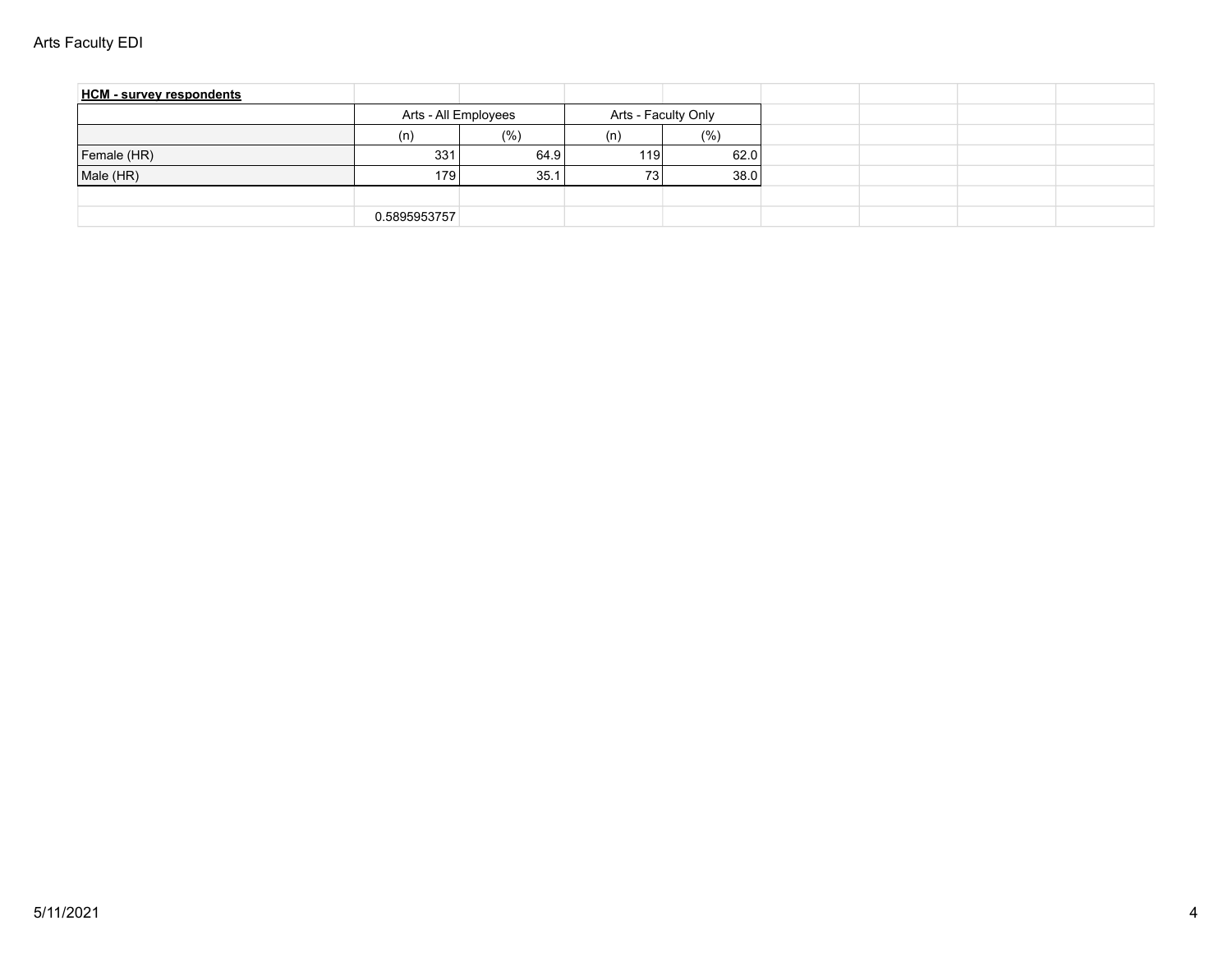**HCM - survey respondents**

| | Arts - All Employees | | Arts - Faculty Only | |
|---|---|---|---|---|
| | (n) | (%) | (n) | (%) |
| Female (HR) | 331 | 64.9 | 119 | 62.0 |
| Male (HR) | 179 | 35.1 | 73 | 38.0 |
| | | | | |
| | 0.5895953757 | | | |